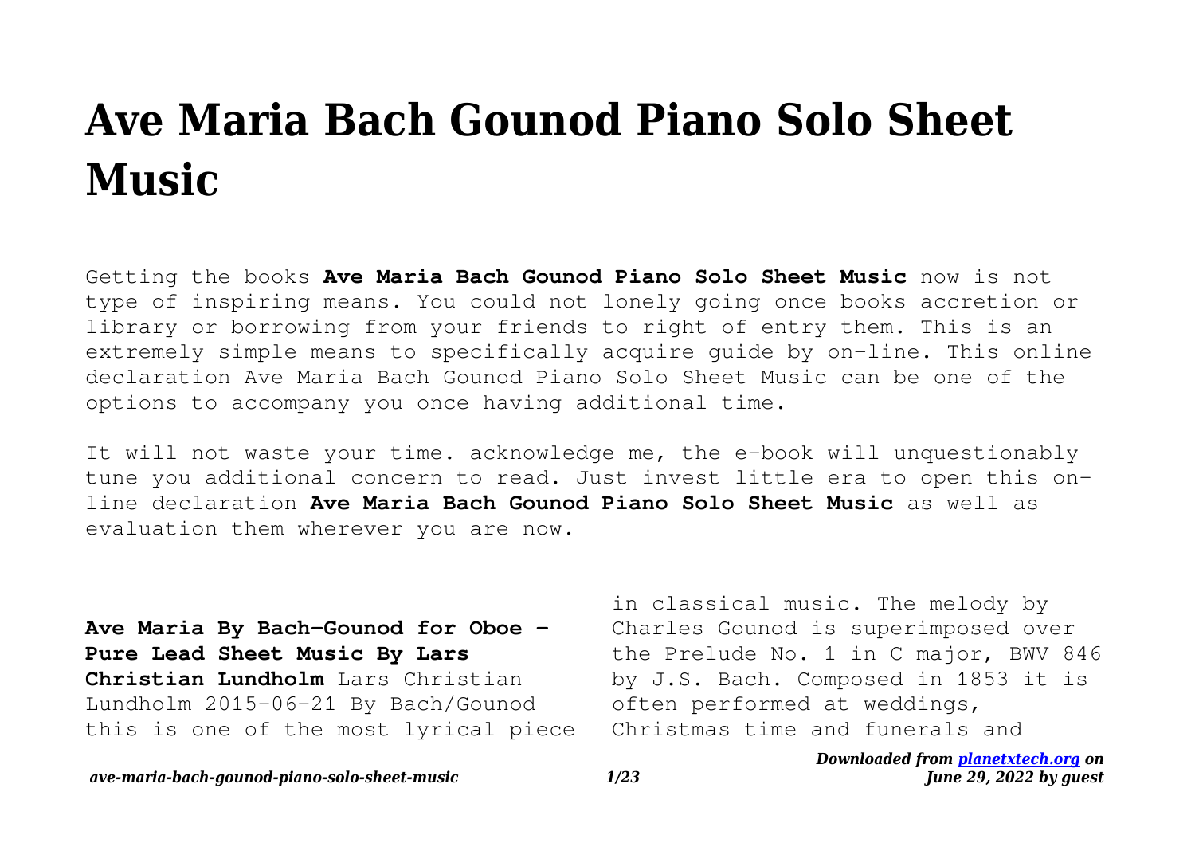# Ave Maria Bach Gounod Piano Solo Sheet Music

Getting the books **Ave Maria Bach Gounod Piano Solo Sheet Music** now is not type of inspiring means. You could not lonely going once books accretion or library or borrowing from your friends to right of entry them. This is an extremely simple means to specifically acquire guide by on-line. This online declaration Ave Maria Bach Gounod Piano Solo Sheet Music can be one of the options to accompany you once having additional time.

It will not waste your time. acknowledge me, the e-book will unquestionably tune you additional concern to read. Just invest little era to open this on-line declaration **Ave Maria Bach Gounod Piano Solo Sheet Music** as well as evaluation them wherever you are now.

**Ave Maria By Bach-Gounod for Oboe - Pure Lead Sheet Music By Lars Christian Lundholm** Lars Christian Lundholm 2015-06-21 By Bach/Gounod this is one of the most lyrical piece in classical music. The melody by Charles Gounod is superimposed over the Prelude No. 1 in C major, BWV 846 by J.S. Bach. Composed in 1853 it is often performed at weddings, Christmas time and funerals and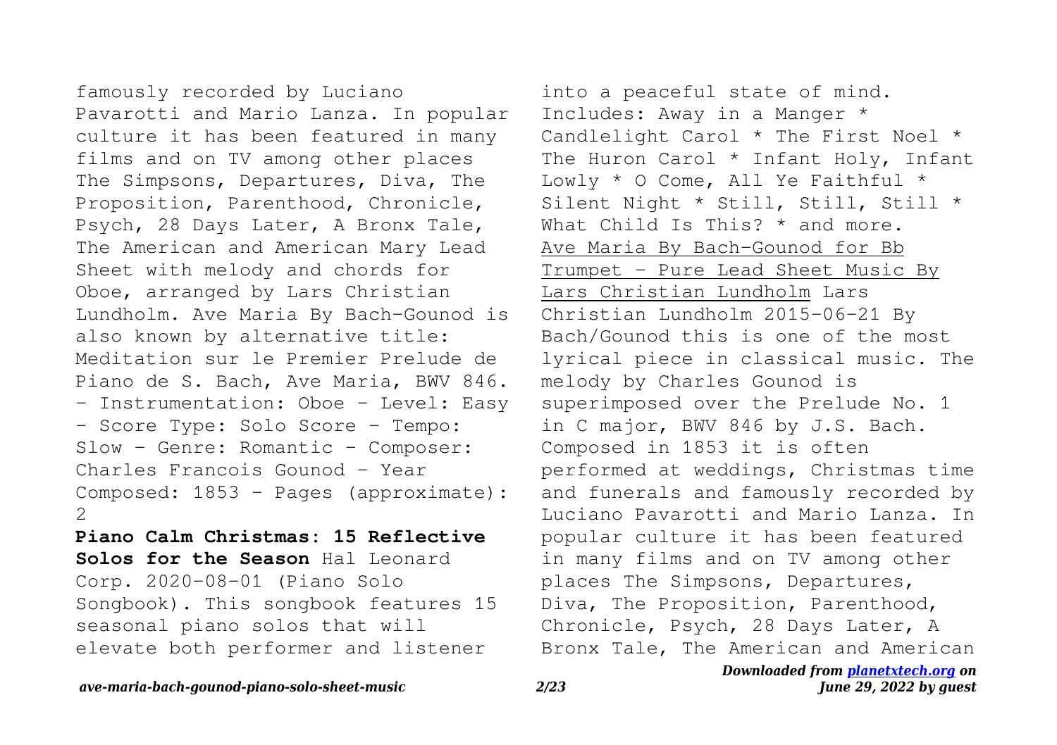famously recorded by Luciano Pavarotti and Mario Lanza. In popular culture it has been featured in many films and on TV among other places The Simpsons, Departures, Diva, The Proposition, Parenthood, Chronicle, Psych, 28 Days Later, A Bronx Tale, The American and American Mary Lead Sheet with melody and chords for Oboe, arranged by Lars Christian Lundholm. Ave Maria By Bach-Gounod is also known by alternative title: Meditation sur le Premier Prelude de Piano de S. Bach, Ave Maria, BWV 846. - Instrumentation: Oboe - Level: Easy - Score Type: Solo Score - Tempo: Slow - Genre: Romantic - Composer: Charles Francois Gounod - Year Composed: 1853 - Pages (approximate): 2

**Piano Calm Christmas: 15 Reflective Solos for the Season** Hal Leonard Corp. 2020-08-01 (Piano Solo Songbook). This songbook features 15 seasonal piano solos that will elevate both performer and listener into a peaceful state of mind. Includes: Away in a Manger * Candlelight Carol * The First Noel * The Huron Carol * Infant Holy, Infant Lowly * O Come, All Ye Faithful * Silent Night * Still, Still, Still * What Child Is This? * and more.

Ave Maria By Bach-Gounod for Bb Trumpet - Pure Lead Sheet Music By Lars Christian Lundholm Lars Christian Lundholm 2015-06-21 By Bach/Gounod this is one of the most lyrical piece in classical music. The melody by Charles Gounod is superimposed over the Prelude No. 1 in C major, BWV 846 by J.S. Bach. Composed in 1853 it is often performed at weddings, Christmas time and funerals and famously recorded by Luciano Pavarotti and Mario Lanza. In popular culture it has been featured in many films and on TV among other places The Simpsons, Departures, Diva, The Proposition, Parenthood, Chronicle, Psych, 28 Days Later, A Bronx Tale, The American and American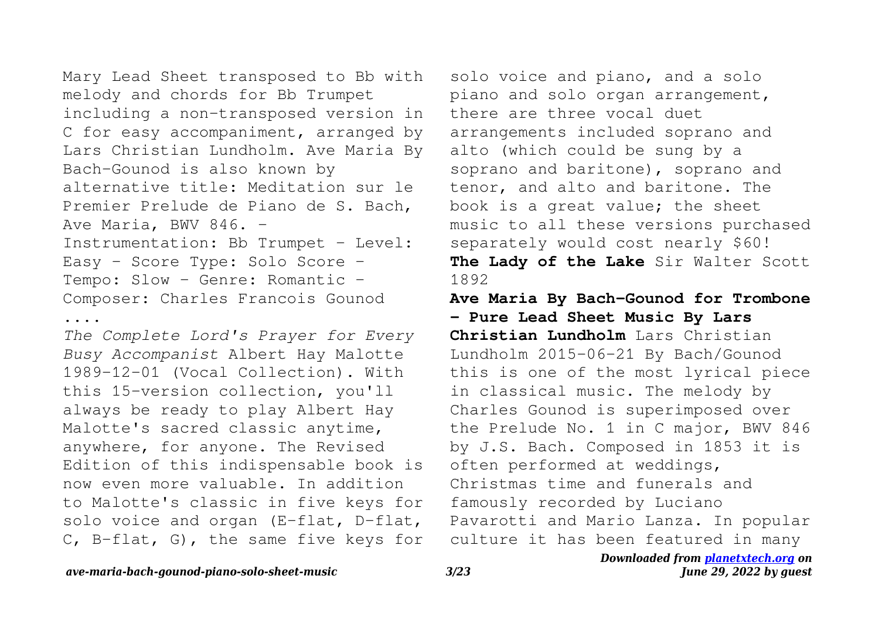Mary Lead Sheet transposed to Bb with melody and chords for Bb Trumpet including a non-transposed version in C for easy accompaniment, arranged by Lars Christian Lundholm. Ave Maria By Bach-Gounod is also known by alternative title: Meditation sur le Premier Prelude de Piano de S. Bach, Ave Maria, BWV 846. - Instrumentation: Bb Trumpet - Level: Easy - Score Type: Solo Score - Tempo: Slow - Genre: Romantic - Composer: Charles Francois Gounod ....

*The Complete Lord's Prayer for Every Busy Accompanist* Albert Hay Malotte 1989-12-01 (Vocal Collection). With this 15-version collection, you'll always be ready to play Albert Hay Malotte's sacred classic anytime, anywhere, for anyone. The Revised Edition of this indispensable book is now even more valuable. In addition to Malotte's classic in five keys for solo voice and organ (E-flat, D-flat, C, B-flat, G), the same five keys for solo voice and piano, and a solo piano and solo organ arrangement, there are three vocal duet arrangements included soprano and alto (which could be sung by a soprano and baritone), soprano and tenor, and alto and baritone. The book is a great value; the sheet music to all these versions purchased separately would cost nearly $60!

**The Lady of the Lake** Sir Walter Scott 1892

**Ave Maria By Bach-Gounod for Trombone - Pure Lead Sheet Music By Lars Christian Lundholm** Lars Christian Lundholm 2015-06-21 By Bach/Gounod this is one of the most lyrical piece in classical music. The melody by Charles Gounod is superimposed over the Prelude No. 1 in C major, BWV 846 by J.S. Bach. Composed in 1853 it is often performed at weddings, Christmas time and funerals and famously recorded by Luciano Pavarotti and Mario Lanza. In popular culture it has been featured in many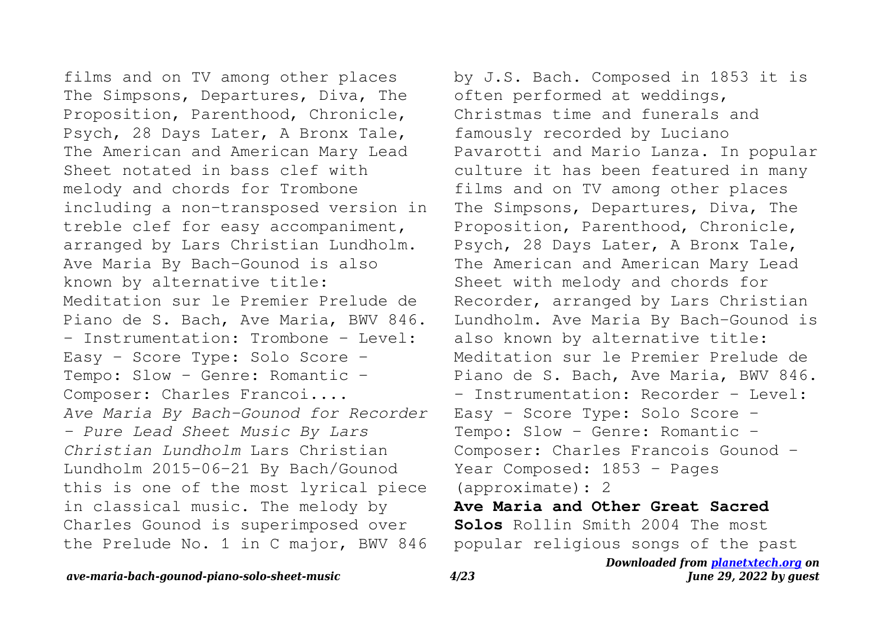films and on TV among other places The Simpsons, Departures, Diva, The Proposition, Parenthood, Chronicle, Psych, 28 Days Later, A Bronx Tale, The American and American Mary Lead Sheet notated in bass clef with melody and chords for Trombone including a non-transposed version in treble clef for easy accompaniment, arranged by Lars Christian Lundholm. Ave Maria By Bach-Gounod is also known by alternative title: Meditation sur le Premier Prelude de Piano de S. Bach, Ave Maria, BWV 846. - Instrumentation: Trombone - Level: Easy - Score Type: Solo Score - Tempo: Slow - Genre: Romantic - Composer: Charles Francoi....

*Ave Maria By Bach-Gounod for Recorder - Pure Lead Sheet Music By Lars Christian Lundholm* Lars Christian Lundholm 2015-06-21 By Bach/Gounod this is one of the most lyrical piece in classical music. The melody by Charles Gounod is superimposed over the Prelude No. 1 in C major, BWV 846 by J.S. Bach. Composed in 1853 it is often performed at weddings, Christmas time and funerals and famously recorded by Luciano Pavarotti and Mario Lanza. In popular culture it has been featured in many films and on TV among other places The Simpsons, Departures, Diva, The Proposition, Parenthood, Chronicle, Psych, 28 Days Later, A Bronx Tale, The American and American Mary Lead Sheet with melody and chords for Recorder, arranged by Lars Christian Lundholm. Ave Maria By Bach-Gounod is also known by alternative title: Meditation sur le Premier Prelude de Piano de S. Bach, Ave Maria, BWV 846. - Instrumentation: Recorder - Level: Easy - Score Type: Solo Score - Tempo: Slow - Genre: Romantic - Composer: Charles Francois Gounod - Year Composed: 1853 - Pages (approximate): 2

**Ave Maria and Other Great Sacred Solos** Rollin Smith 2004 The most popular religious songs of the past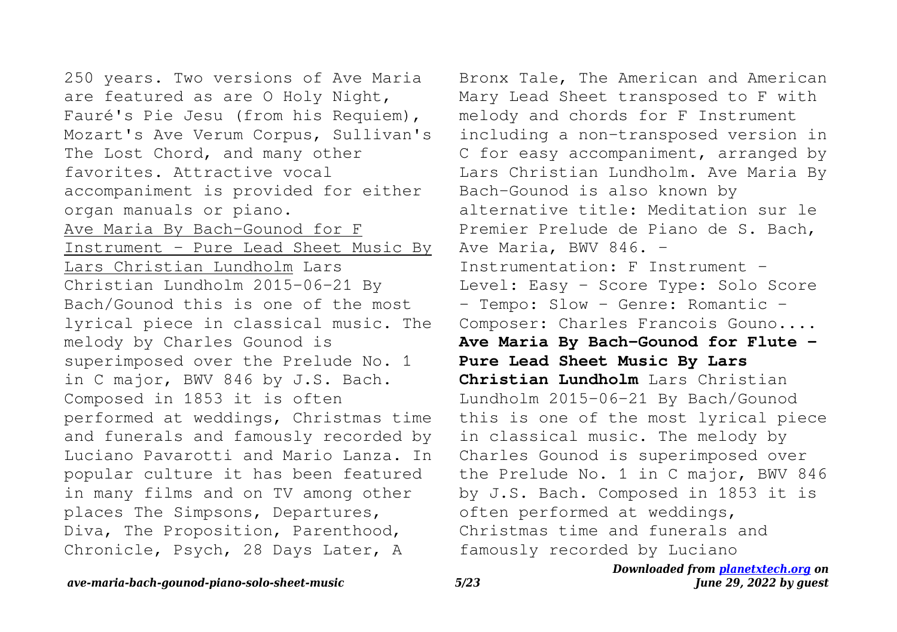250 years. Two versions of Ave Maria are featured as are O Holy Night, Fauré's Pie Jesu (from his Requiem), Mozart's Ave Verum Corpus, Sullivan's The Lost Chord, and many other favorites. Attractive vocal accompaniment is provided for either organ manuals or piano.

Ave Maria By Bach-Gounod for F Instrument - Pure Lead Sheet Music By Lars Christian Lundholm Lars Christian Lundholm 2015-06-21 By Bach/Gounod this is one of the most lyrical piece in classical music. The melody by Charles Gounod is superimposed over the Prelude No. 1 in C major, BWV 846 by J.S. Bach. Composed in 1853 it is often performed at weddings, Christmas time and funerals and famously recorded by Luciano Pavarotti and Mario Lanza. In popular culture it has been featured in many films and on TV among other places The Simpsons, Departures, Diva, The Proposition, Parenthood, Chronicle, Psych, 28 Days Later, A Bronx Tale, The American and American Mary Lead Sheet transposed to F with melody and chords for F Instrument including a non-transposed version in C for easy accompaniment, arranged by Lars Christian Lundholm. Ave Maria By Bach-Gounod is also known by alternative title: Meditation sur le Premier Prelude de Piano de S. Bach, Ave Maria, BWV 846. - Instrumentation: F Instrument - Level: Easy - Score Type: Solo Score - Tempo: Slow - Genre: Romantic - Composer: Charles Francois Gouno....

**Ave Maria By Bach-Gounod for Flute - Pure Lead Sheet Music By Lars Christian Lundholm** Lars Christian Lundholm 2015-06-21 By Bach/Gounod this is one of the most lyrical piece in classical music. The melody by Charles Gounod is superimposed over the Prelude No. 1 in C major, BWV 846 by J.S. Bach. Composed in 1853 it is often performed at weddings, Christmas time and funerals and famously recorded by Luciano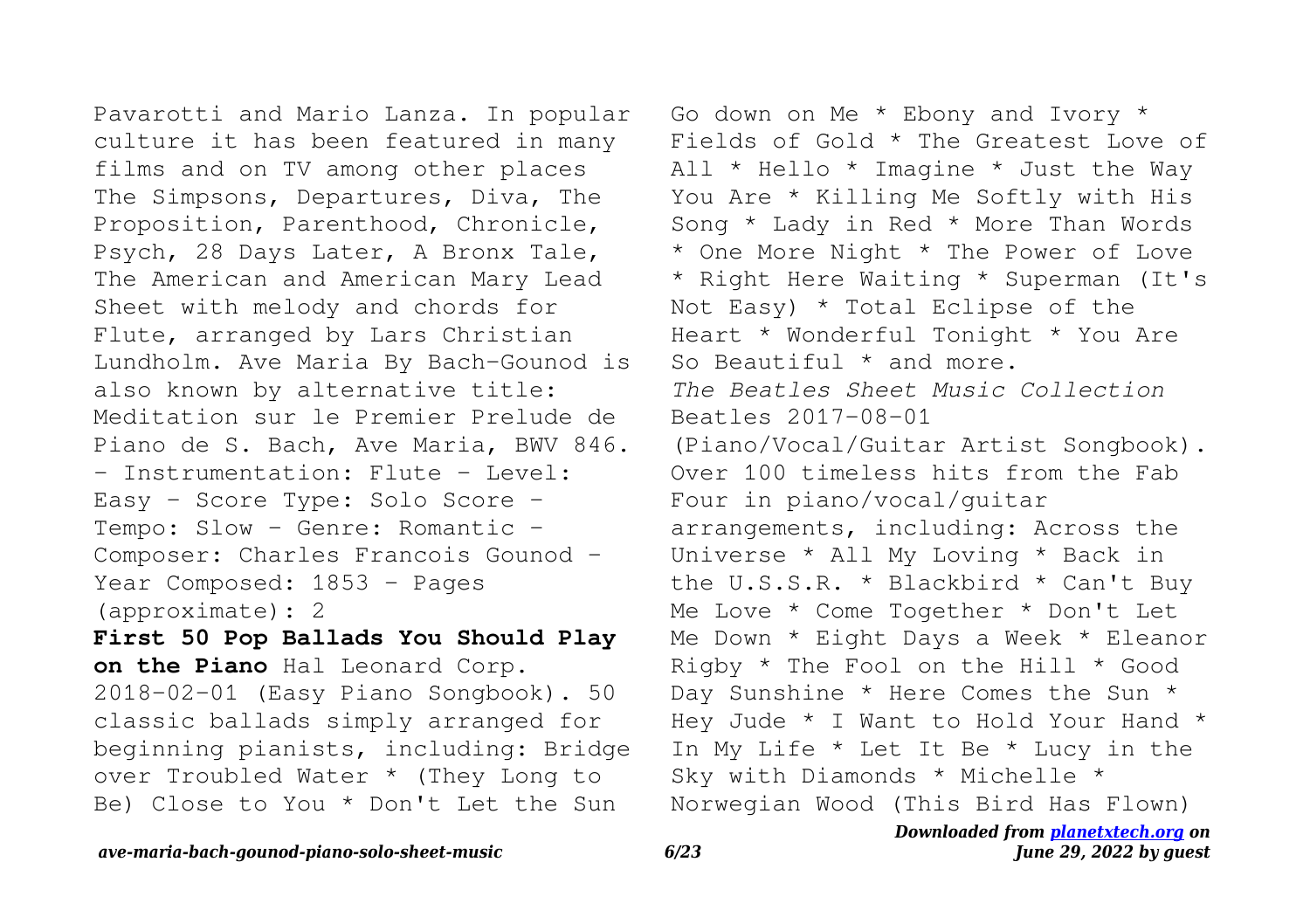Pavarotti and Mario Lanza. In popular culture it has been featured in many films and on TV among other places The Simpsons, Departures, Diva, The Proposition, Parenthood, Chronicle, Psych, 28 Days Later, A Bronx Tale, The American and American Mary Lead Sheet with melody and chords for Flute, arranged by Lars Christian Lundholm. Ave Maria By Bach-Gounod is also known by alternative title: Meditation sur le Premier Prelude de Piano de S. Bach, Ave Maria, BWV 846. - Instrumentation: Flute - Level: Easy - Score Type: Solo Score - Tempo: Slow - Genre: Romantic - Composer: Charles Francois Gounod - Year Composed: 1853 - Pages (approximate): 2

**First 50 Pop Ballads You Should Play on the Piano** Hal Leonard Corp. 2018-02-01 (Easy Piano Songbook). 50 classic ballads simply arranged for beginning pianists, including: Bridge over Troubled Water * (They Long to Be) Close to You * Don't Let the Sun Go down on Me * Ebony and Ivory * Fields of Gold * The Greatest Love of All * Hello * Imagine * Just the Way You Are * Killing Me Softly with His Song * Lady in Red * More Than Words * One More Night * The Power of Love * Right Here Waiting * Superman (It's Not Easy) * Total Eclipse of the Heart * Wonderful Tonight * You Are So Beautiful * and more.

*The Beatles Sheet Music Collection* Beatles 2017-08-01 (Piano/Vocal/Guitar Artist Songbook). Over 100 timeless hits from the Fab Four in piano/vocal/guitar arrangements, including: Across the Universe * All My Loving * Back in the U.S.S.R. * Blackbird * Can't Buy Me Love * Come Together * Don't Let Me Down * Eight Days a Week * Eleanor Rigby * The Fool on the Hill * Good Day Sunshine * Here Comes the Sun * Hey Jude * I Want to Hold Your Hand * In My Life * Let It Be * Lucy in the Sky with Diamonds * Michelle * Norwegian Wood (This Bird Has Flown)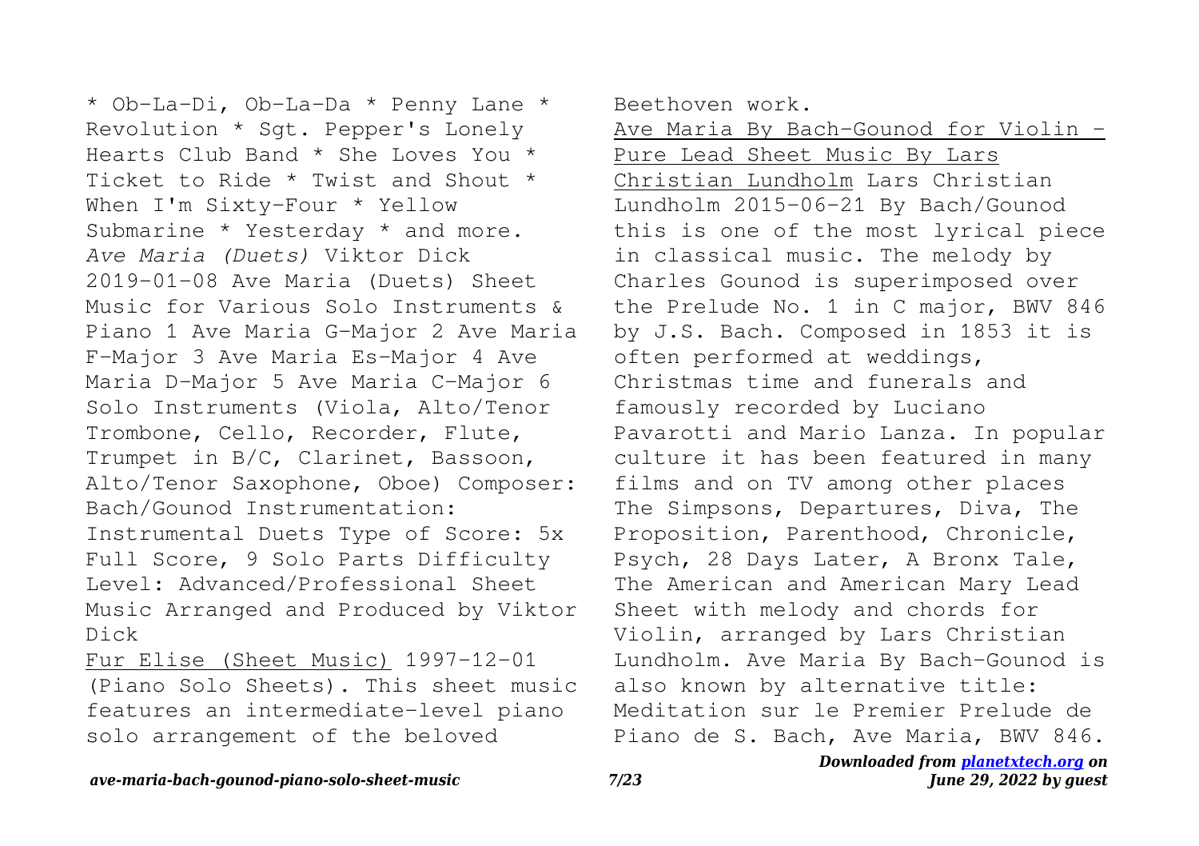* Ob-La-Di, Ob-La-Da * Penny Lane * Revolution * Sgt. Pepper's Lonely Hearts Club Band * She Loves You * Ticket to Ride * Twist and Shout * When I'm Sixty-Four * Yellow Submarine * Yesterday * and more.

*Ave Maria (Duets)* Viktor Dick 2019-01-08 Ave Maria (Duets) Sheet Music for Various Solo Instruments & Piano 1 Ave Maria G-Major 2 Ave Maria F-Major 3 Ave Maria Es-Major 4 Ave Maria D-Major 5 Ave Maria C-Major 6 Solo Instruments (Viola, Alto/Tenor Trombone, Cello, Recorder, Flute, Trumpet in B/C, Clarinet, Bassoon, Alto/Tenor Saxophone, Oboe) Composer: Bach/Gounod Instrumentation: Instrumental Duets Type of Score: 5x Full Score, 9 Solo Parts Difficulty Level: Advanced/Professional Sheet Music Arranged and Produced by Viktor Dick

Fur Elise (Sheet Music) 1997-12-01 (Piano Solo Sheets). This sheet music features an intermediate-level piano solo arrangement of the beloved Beethoven work.

Ave Maria By Bach-Gounod for Violin - Pure Lead Sheet Music By Lars Christian Lundholm Lars Christian Lundholm 2015-06-21 By Bach/Gounod this is one of the most lyrical piece in classical music. The melody by Charles Gounod is superimposed over the Prelude No. 1 in C major, BWV 846 by J.S. Bach. Composed in 1853 it is often performed at weddings, Christmas time and funerals and famously recorded by Luciano Pavarotti and Mario Lanza. In popular culture it has been featured in many films and on TV among other places The Simpsons, Departures, Diva, The Proposition, Parenthood, Chronicle, Psych, 28 Days Later, A Bronx Tale, The American and American Mary Lead Sheet with melody and chords for Violin, arranged by Lars Christian Lundholm. Ave Maria By Bach-Gounod is also known by alternative title: Meditation sur le Premier Prelude de Piano de S. Bach, Ave Maria, BWV 846.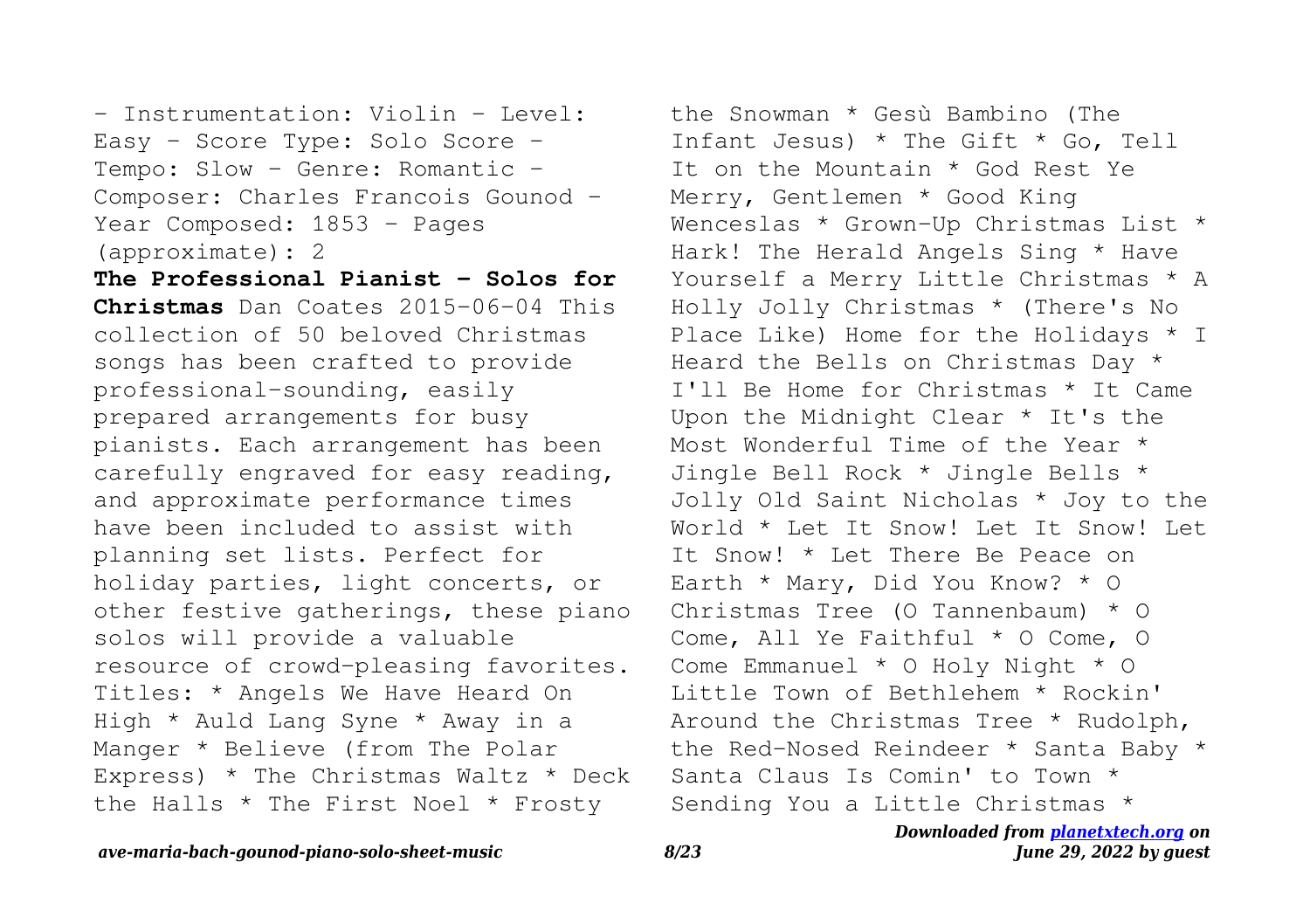- Instrumentation: Violin - Level: Easy - Score Type: Solo Score - Tempo: Slow - Genre: Romantic - Composer: Charles Francois Gounod - Year Composed: 1853 - Pages (approximate): 2

**The Professional Pianist - Solos for Christmas** Dan Coates 2015-06-04 This collection of 50 beloved Christmas songs has been crafted to provide professional-sounding, easily prepared arrangements for busy pianists. Each arrangement has been carefully engraved for easy reading, and approximate performance times have been included to assist with planning set lists. Perfect for holiday parties, light concerts, or other festive gatherings, these piano solos will provide a valuable resource of crowd-pleasing favorites. Titles: * Angels We Have Heard On High * Auld Lang Syne * Away in a Manger * Believe (from The Polar Express) * The Christmas Waltz * Deck the Halls * The First Noel * Frosty the Snowman * Gesù Bambino (The Infant Jesus) * The Gift * Go, Tell It on the Mountain * God Rest Ye Merry, Gentlemen * Good King Wenceslas * Grown-Up Christmas List * Hark! The Herald Angels Sing * Have Yourself a Merry Little Christmas * A Holly Jolly Christmas * (There's No Place Like) Home for the Holidays * I Heard the Bells on Christmas Day * I'll Be Home for Christmas * It Came Upon the Midnight Clear * It's the Most Wonderful Time of the Year * Jingle Bell Rock * Jingle Bells * Jolly Old Saint Nicholas * Joy to the World * Let It Snow! Let It Snow! Let It Snow! * Let There Be Peace on Earth * Mary, Did You Know? * O Christmas Tree (O Tannenbaum) * O Come, All Ye Faithful * O Come, O Come Emmanuel * O Holy Night * O Little Town of Bethlehem * Rockin' Around the Christmas Tree * Rudolph, the Red-Nosed Reindeer * Santa Baby * Santa Claus Is Comin' to Town * Sending You a Little Christmas *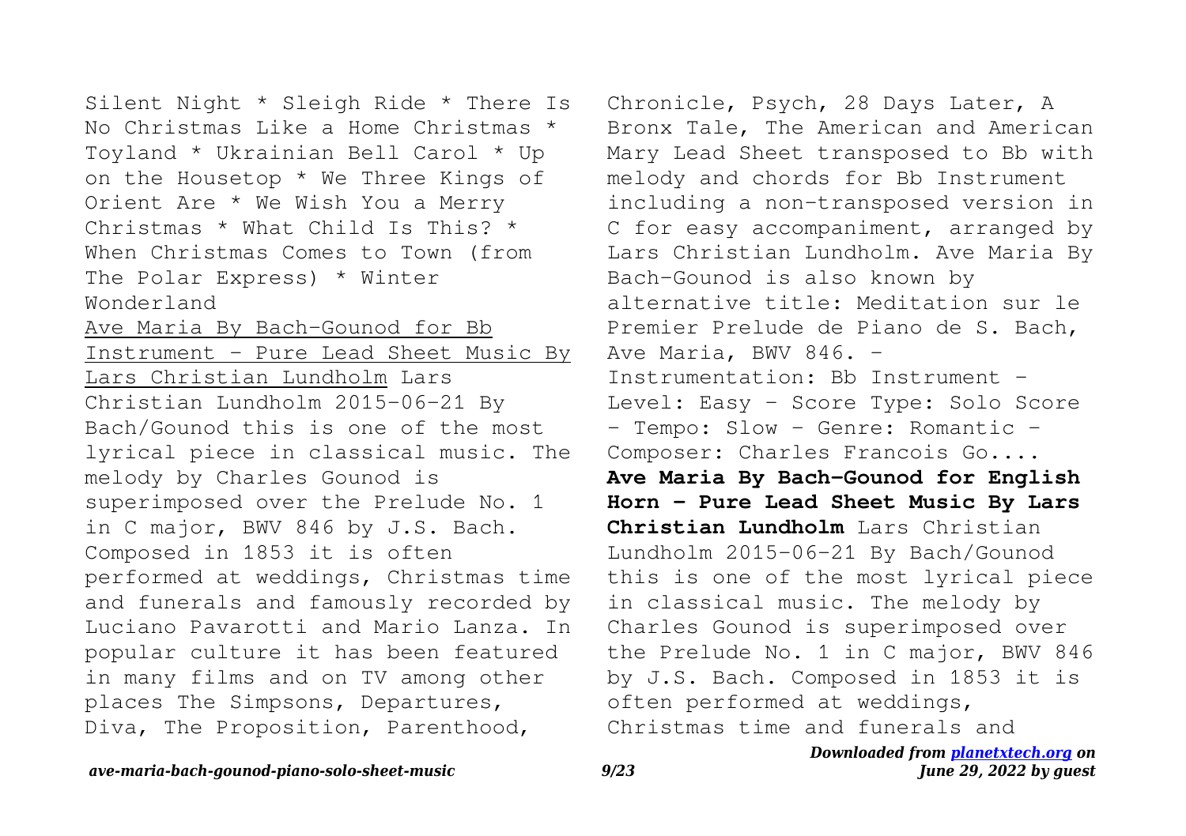Silent Night * Sleigh Ride * There Is No Christmas Like a Home Christmas * Toyland * Ukrainian Bell Carol * Up on the Housetop * We Three Kings of Orient Are * We Wish You a Merry Christmas * What Child Is This? * When Christmas Comes to Town (from The Polar Express) * Winter Wonderland

Ave Maria By Bach-Gounod for Bb Instrument - Pure Lead Sheet Music By Lars Christian Lundholm Lars Christian Lundholm 2015-06-21 By Bach/Gounod this is one of the most lyrical piece in classical music. The melody by Charles Gounod is superimposed over the Prelude No. 1 in C major, BWV 846 by J.S. Bach. Composed in 1853 it is often performed at weddings, Christmas time and funerals and famously recorded by Luciano Pavarotti and Mario Lanza. In popular culture it has been featured in many films and on TV among other places The Simpsons, Departures, Diva, The Proposition, Parenthood, Chronicle, Psych, 28 Days Later, A Bronx Tale, The American and American Mary Lead Sheet transposed to Bb with melody and chords for Bb Instrument including a non-transposed version in C for easy accompaniment, arranged by Lars Christian Lundholm. Ave Maria By Bach-Gounod is also known by alternative title: Meditation sur le Premier Prelude de Piano de S. Bach, Ave Maria, BWV 846. - Instrumentation: Bb Instrument - Level: Easy - Score Type: Solo Score - Tempo: Slow - Genre: Romantic - Composer: Charles Francois Go....

**Ave Maria By Bach-Gounod for English Horn - Pure Lead Sheet Music By Lars Christian Lundholm** Lars Christian Lundholm 2015-06-21 By Bach/Gounod this is one of the most lyrical piece in classical music. The melody by Charles Gounod is superimposed over the Prelude No. 1 in C major, BWV 846 by J.S. Bach. Composed in 1853 it is often performed at weddings, Christmas time and funerals and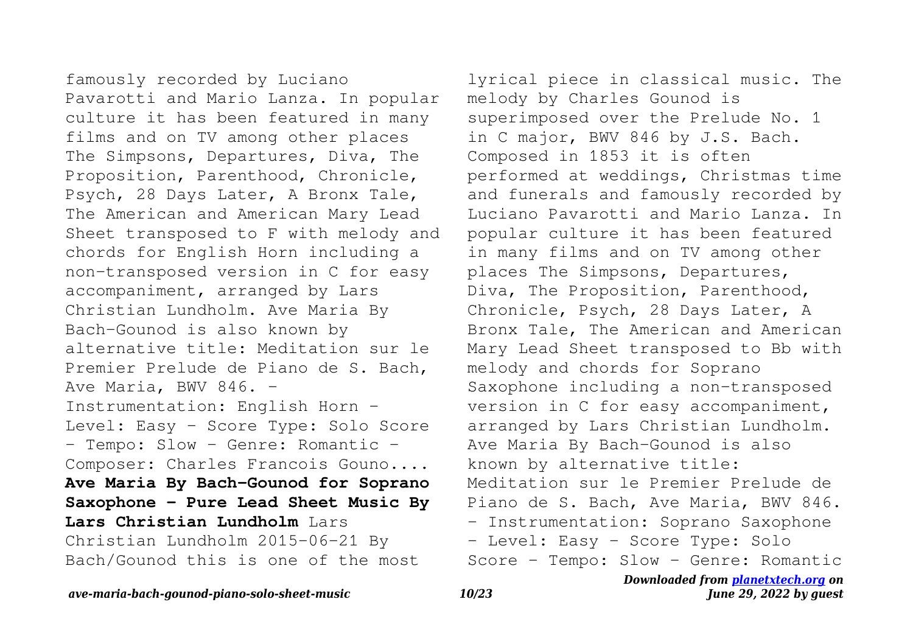famously recorded by Luciano Pavarotti and Mario Lanza. In popular culture it has been featured in many films and on TV among other places The Simpsons, Departures, Diva, The Proposition, Parenthood, Chronicle, Psych, 28 Days Later, A Bronx Tale, The American and American Mary Lead Sheet transposed to F with melody and chords for English Horn including a non-transposed version in C for easy accompaniment, arranged by Lars Christian Lundholm. Ave Maria By Bach-Gounod is also known by alternative title: Meditation sur le Premier Prelude de Piano de S. Bach, Ave Maria, BWV 846. - Instrumentation: English Horn - Level: Easy - Score Type: Solo Score - Tempo: Slow - Genre: Romantic - Composer: Charles Francois Gouno....

**Ave Maria By Bach-Gounod for Soprano Saxophone - Pure Lead Sheet Music By Lars Christian Lundholm** Lars Christian Lundholm 2015-06-21 By Bach/Gounod this is one of the most lyrical piece in classical music. The melody by Charles Gounod is superimposed over the Prelude No. 1 in C major, BWV 846 by J.S. Bach. Composed in 1853 it is often performed at weddings, Christmas time and funerals and famously recorded by Luciano Pavarotti and Mario Lanza. In popular culture it has been featured in many films and on TV among other places The Simpsons, Departures, Diva, The Proposition, Parenthood, Chronicle, Psych, 28 Days Later, A Bronx Tale, The American and American Mary Lead Sheet transposed to Bb with melody and chords for Soprano Saxophone including a non-transposed version in C for easy accompaniment, arranged by Lars Christian Lundholm. Ave Maria By Bach-Gounod is also known by alternative title: Meditation sur le Premier Prelude de Piano de S. Bach, Ave Maria, BWV 846. - Instrumentation: Soprano Saxophone - Level: Easy - Score Type: Solo Score - Tempo: Slow - Genre: Romantic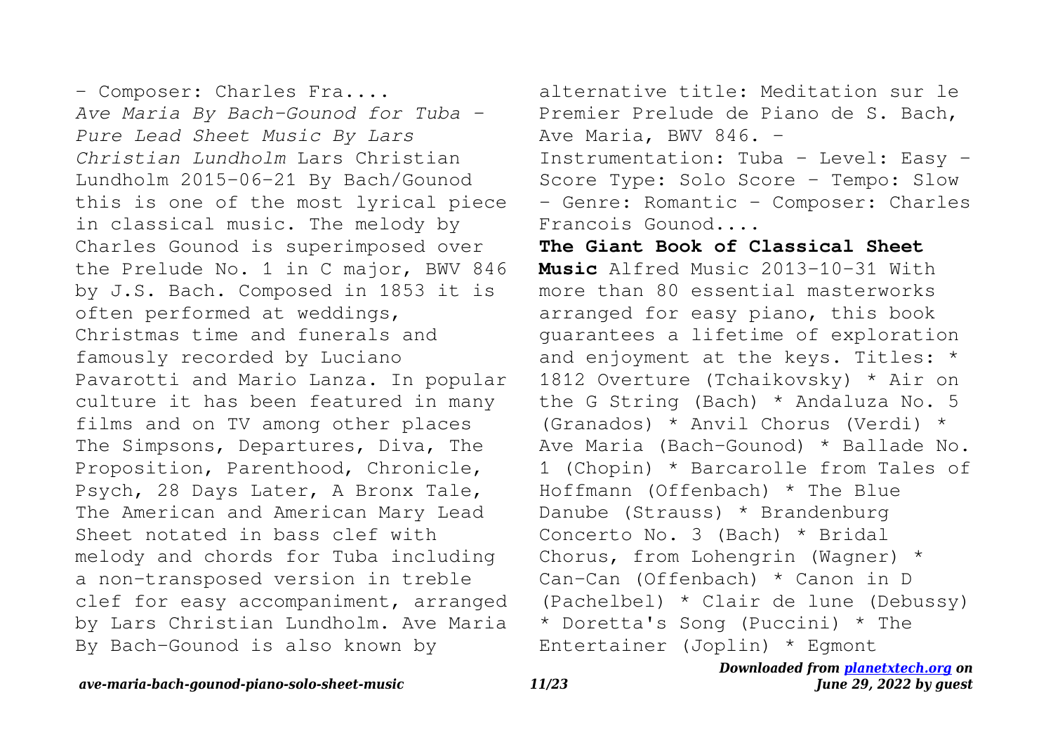- Composer: Charles Fra....

*Ave Maria By Bach-Gounod for Tuba - Pure Lead Sheet Music By Lars Christian Lundholm* Lars Christian Lundholm 2015-06-21 By Bach/Gounod this is one of the most lyrical piece in classical music. The melody by Charles Gounod is superimposed over the Prelude No. 1 in C major, BWV 846 by J.S. Bach. Composed in 1853 it is often performed at weddings, Christmas time and funerals and famously recorded by Luciano Pavarotti and Mario Lanza. In popular culture it has been featured in many films and on TV among other places The Simpsons, Departures, Diva, The Proposition, Parenthood, Chronicle, Psych, 28 Days Later, A Bronx Tale, The American and American Mary Lead Sheet notated in bass clef with melody and chords for Tuba including a non-transposed version in treble clef for easy accompaniment, arranged by Lars Christian Lundholm. Ave Maria By Bach-Gounod is also known by alternative title: Meditation sur le Premier Prelude de Piano de S. Bach, Ave Maria, BWV 846. - Instrumentation: Tuba - Level: Easy - Score Type: Solo Score - Tempo: Slow - Genre: Romantic - Composer: Charles Francois Gounod....

**The Giant Book of Classical Sheet Music** Alfred Music 2013-10-31 With more than 80 essential masterworks arranged for easy piano, this book guarantees a lifetime of exploration and enjoyment at the keys. Titles: * 1812 Overture (Tchaikovsky) * Air on the G String (Bach) * Andaluza No. 5 (Granados) * Anvil Chorus (Verdi) * Ave Maria (Bach-Gounod) * Ballade No. 1 (Chopin) * Barcarolle from Tales of Hoffmann (Offenbach) * The Blue Danube (Strauss) * Brandenburg Concerto No. 3 (Bach) * Bridal Chorus, from Lohengrin (Wagner) * Can-Can (Offenbach) * Canon in D (Pachelbel) * Clair de lune (Debussy) * Doretta's Song (Puccini) * The Entertainer (Joplin) * Egmont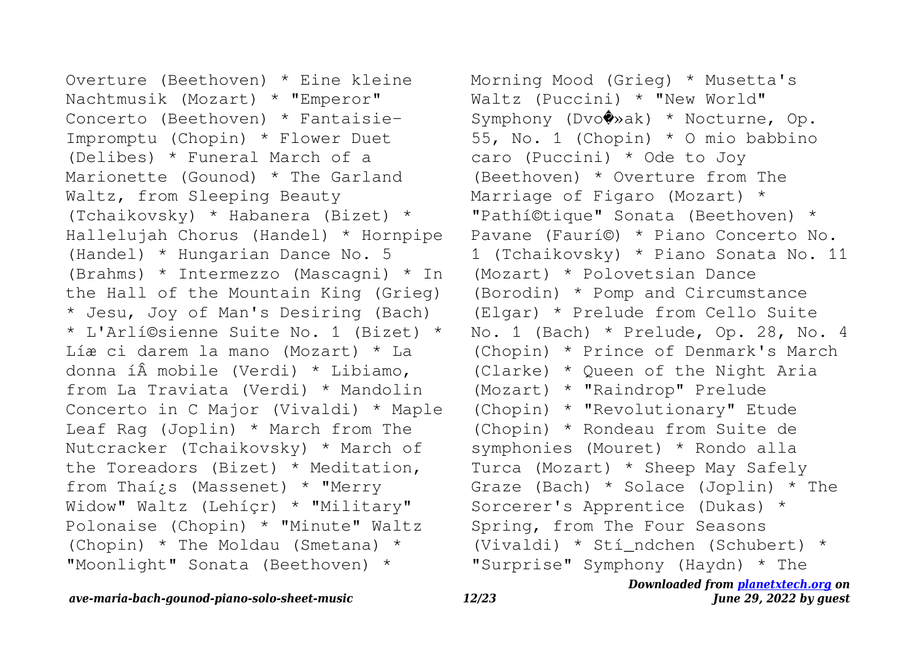Overture (Beethoven) * Eine kleine Nachtmusik (Mozart) * "Emperor" Concerto (Beethoven) * Fantaisie-Impromptu (Chopin) * Flower Duet (Delibes) * Funeral March of a Marionette (Gounod) * The Garland Waltz, from Sleeping Beauty (Tchaikovsky) * Habanera (Bizet) * Hallelujah Chorus (Handel) * Hornpipe (Handel) * Hungarian Dance No. 5 (Brahms) * Intermezzo (Mascagni) * In the Hall of the Mountain King (Grieg) * Jesu, Joy of Man's Desiring (Bach) * L'Arlí©sienne Suite No. 1 (Bizet) * Líæ ci darem la mano (Mozart) * La donna íÂ mobile (Verdi) * Libiamo, from La Traviata (Verdi) * Mandolin Concerto in C Major (Vivaldi) * Maple Leaf Rag (Joplin) * March from The Nutcracker (Tchaikovsky) * March of the Toreadors (Bizet) * Meditation, from Thaí¿s (Massenet) * "Merry Widow" Waltz (Lehíçr) * "Military" Polonaise (Chopin) * "Minute" Waltz (Chopin) * The Moldau (Smetana) * "Moonlight" Sonata (Beethoven) * Morning Mood (Grieg) * Musetta's Waltz (Puccini) * "New World" Symphony (Dvo�»ak) * Nocturne, Op. 55, No. 1 (Chopin) * O mio babbino caro (Puccini) * Ode to Joy (Beethoven) * Overture from The Marriage of Figaro (Mozart) * "Pathí©tique" Sonata (Beethoven) * Pavane (Faurí©) * Piano Concerto No. 1 (Tchaikovsky) * Piano Sonata No. 11 (Mozart) * Polovetsian Dance (Borodin) * Pomp and Circumstance (Elgar) * Prelude from Cello Suite No. 1 (Bach) * Prelude, Op. 28, No. 4 (Chopin) * Prince of Denmark's March (Clarke) * Queen of the Night Aria (Mozart) * "Raindrop" Prelude (Chopin) * "Revolutionary" Etude (Chopin) * Rondeau from Suite de symphonies (Mouret) * Rondo alla Turca (Mozart) * Sheep May Safely Graze (Bach) * Solace (Joplin) * The Sorcerer's Apprentice (Dukas) * Spring, from The Four Seasons (Vivaldi) * Stí_ndchen (Schubert) * "Surprise" Symphony (Haydn) * The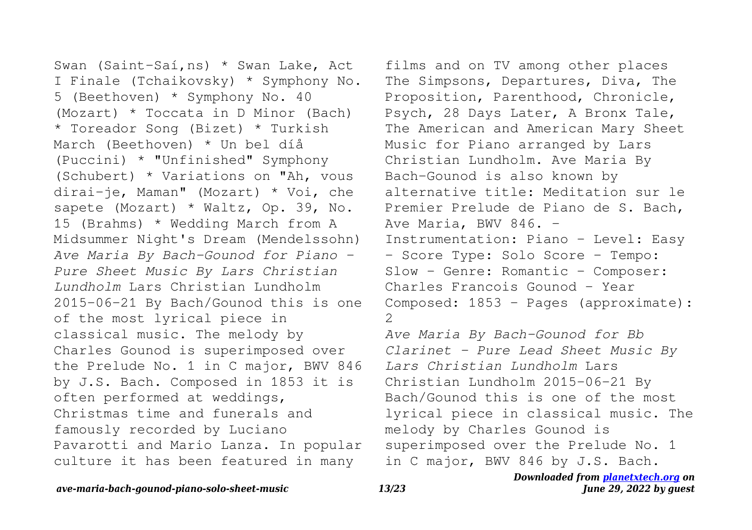Swan (Saint-Saí,ns) * Swan Lake, Act I Finale (Tchaikovsky) * Symphony No. 5 (Beethoven) * Symphony No. 40 (Mozart) * Toccata in D Minor (Bach) * Toreador Song (Bizet) * Turkish March (Beethoven) * Un bel díå (Puccini) * "Unfinished" Symphony (Schubert) * Variations on "Ah, vous dirai-je, Maman" (Mozart) * Voi, che sapete (Mozart) * Waltz, Op. 39, No. 15 (Brahms) * Wedding March from A Midsummer Night's Dream (Mendelssohn)

*Ave Maria By Bach-Gounod for Piano - Pure Sheet Music By Lars Christian Lundholm* Lars Christian Lundholm 2015-06-21 By Bach/Gounod this is one of the most lyrical piece in classical music. The melody by Charles Gounod is superimposed over the Prelude No. 1 in C major, BWV 846 by J.S. Bach. Composed in 1853 it is often performed at weddings, Christmas time and funerals and famously recorded by Luciano Pavarotti and Mario Lanza. In popular culture it has been featured in many films and on TV among other places The Simpsons, Departures, Diva, The Proposition, Parenthood, Chronicle, Psych, 28 Days Later, A Bronx Tale, The American and American Mary Sheet Music for Piano arranged by Lars Christian Lundholm. Ave Maria By Bach-Gounod is also known by alternative title: Meditation sur le Premier Prelude de Piano de S. Bach, Ave Maria, BWV 846. - Instrumentation: Piano - Level: Easy - Score Type: Solo Score - Tempo: Slow - Genre: Romantic - Composer: Charles Francois Gounod - Year Composed: 1853 - Pages (approximate): 2

*Ave Maria By Bach-Gounod for Bb Clarinet - Pure Lead Sheet Music By Lars Christian Lundholm* Lars Christian Lundholm 2015-06-21 By Bach/Gounod this is one of the most lyrical piece in classical music. The melody by Charles Gounod is superimposed over the Prelude No. 1 in C major, BWV 846 by J.S. Bach.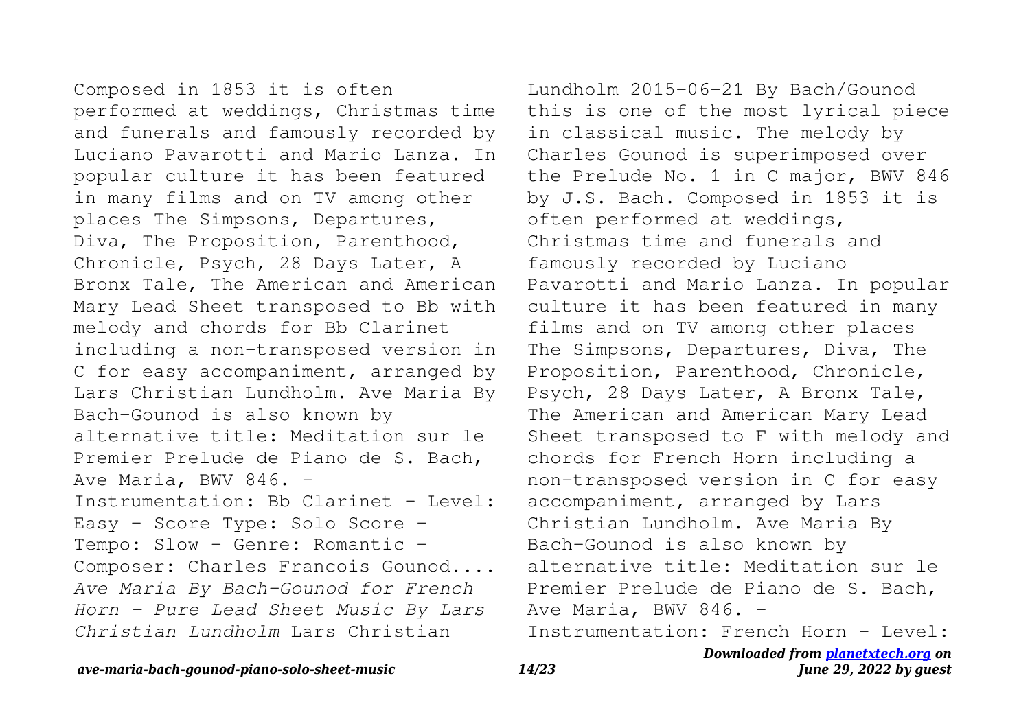Composed in 1853 it is often performed at weddings, Christmas time and funerals and famously recorded by Luciano Pavarotti and Mario Lanza. In popular culture it has been featured in many films and on TV among other places The Simpsons, Departures, Diva, The Proposition, Parenthood, Chronicle, Psych, 28 Days Later, A Bronx Tale, The American and American Mary Lead Sheet transposed to Bb with melody and chords for Bb Clarinet including a non-transposed version in C for easy accompaniment, arranged by Lars Christian Lundholm. Ave Maria By Bach-Gounod is also known by alternative title: Meditation sur le Premier Prelude de Piano de S. Bach, Ave Maria, BWV 846. - Instrumentation: Bb Clarinet - Level: Easy - Score Type: Solo Score - Tempo: Slow - Genre: Romantic - Composer: Charles Francois Gounod....

*Ave Maria By Bach-Gounod for French Horn - Pure Lead Sheet Music By Lars Christian Lundholm* Lars Christian Lundholm 2015-06-21 By Bach/Gounod this is one of the most lyrical piece in classical music. The melody by Charles Gounod is superimposed over the Prelude No. 1 in C major, BWV 846 by J.S. Bach. Composed in 1853 it is often performed at weddings, Christmas time and funerals and famously recorded by Luciano Pavarotti and Mario Lanza. In popular culture it has been featured in many films and on TV among other places The Simpsons, Departures, Diva, The Proposition, Parenthood, Chronicle, Psych, 28 Days Later, A Bronx Tale, The American and American Mary Lead Sheet transposed to F with melody and chords for French Horn including a non-transposed version in C for easy accompaniment, arranged by Lars Christian Lundholm. Ave Maria By Bach-Gounod is also known by alternative title: Meditation sur le Premier Prelude de Piano de S. Bach, Ave Maria, BWV 846. - Instrumentation: French Horn - Level: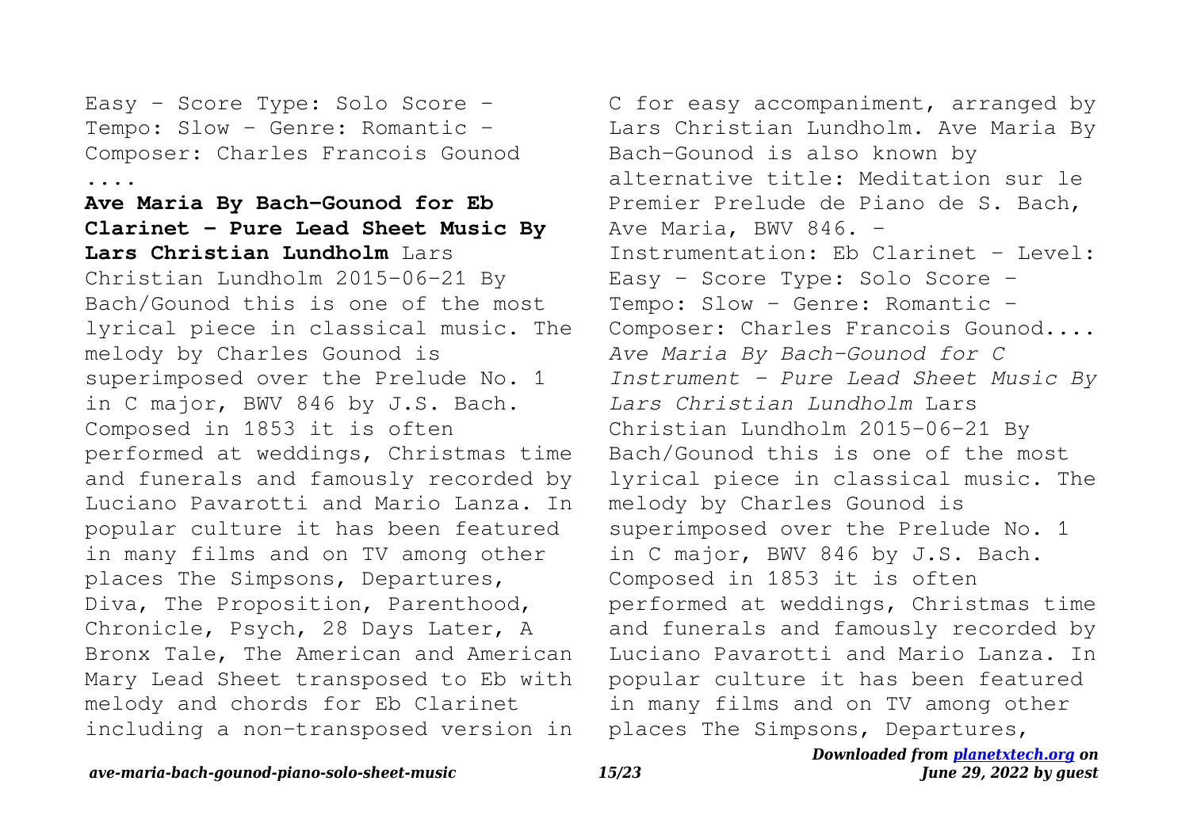Easy - Score Type: Solo Score - Tempo: Slow - Genre: Romantic - Composer: Charles Francois Gounod ....

**Ave Maria By Bach-Gounod for Eb Clarinet - Pure Lead Sheet Music By Lars Christian Lundholm** Lars Christian Lundholm 2015-06-21 By Bach/Gounod this is one of the most lyrical piece in classical music. The melody by Charles Gounod is superimposed over the Prelude No. 1 in C major, BWV 846 by J.S. Bach. Composed in 1853 it is often performed at weddings, Christmas time and funerals and famously recorded by Luciano Pavarotti and Mario Lanza. In popular culture it has been featured in many films and on TV among other places The Simpsons, Departures, Diva, The Proposition, Parenthood, Chronicle, Psych, 28 Days Later, A Bronx Tale, The American and American Mary Lead Sheet transposed to Eb with melody and chords for Eb Clarinet including a non-transposed version in C for easy accompaniment, arranged by Lars Christian Lundholm. Ave Maria By Bach-Gounod is also known by alternative title: Meditation sur le Premier Prelude de Piano de S. Bach, Ave Maria, BWV 846. - Instrumentation: Eb Clarinet - Level: Easy - Score Type: Solo Score - Tempo: Slow - Genre: Romantic - Composer: Charles Francois Gounod....

*Ave Maria By Bach-Gounod for C Instrument - Pure Lead Sheet Music By Lars Christian Lundholm* Lars Christian Lundholm 2015-06-21 By Bach/Gounod this is one of the most lyrical piece in classical music. The melody by Charles Gounod is superimposed over the Prelude No. 1 in C major, BWV 846 by J.S. Bach. Composed in 1853 it is often performed at weddings, Christmas time and funerals and famously recorded by Luciano Pavarotti and Mario Lanza. In popular culture it has been featured in many films and on TV among other places The Simpsons, Departures,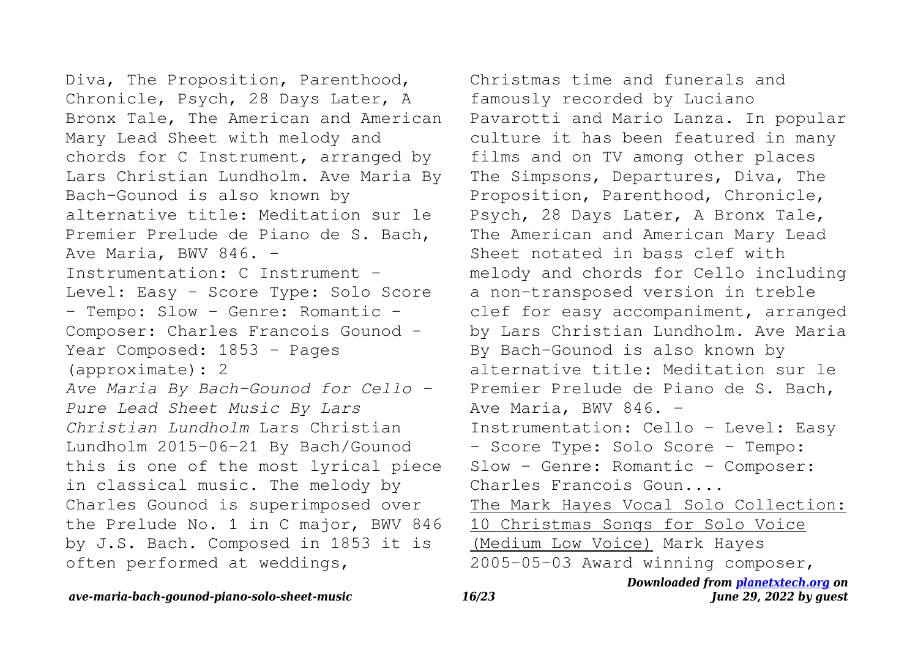Diva, The Proposition, Parenthood, Chronicle, Psych, 28 Days Later, A Bronx Tale, The American and American Mary Lead Sheet with melody and chords for C Instrument, arranged by Lars Christian Lundholm. Ave Maria By Bach-Gounod is also known by alternative title: Meditation sur le Premier Prelude de Piano de S. Bach, Ave Maria, BWV 846. - Instrumentation: C Instrument - Level: Easy - Score Type: Solo Score - Tempo: Slow - Genre: Romantic - Composer: Charles Francois Gounod - Year Composed: 1853 - Pages (approximate): 2

*Ave Maria By Bach-Gounod for Cello - Pure Lead Sheet Music By Lars Christian Lundholm* Lars Christian Lundholm 2015-06-21 By Bach/Gounod this is one of the most lyrical piece in classical music. The melody by Charles Gounod is superimposed over the Prelude No. 1 in C major, BWV 846 by J.S. Bach. Composed in 1853 it is often performed at weddings, Christmas time and funerals and famously recorded by Luciano Pavarotti and Mario Lanza. In popular culture it has been featured in many films and on TV among other places The Simpsons, Departures, Diva, The Proposition, Parenthood, Chronicle, Psych, 28 Days Later, A Bronx Tale, The American and American Mary Lead Sheet notated in bass clef with melody and chords for Cello including a non-transposed version in treble clef for easy accompaniment, arranged by Lars Christian Lundholm. Ave Maria By Bach-Gounod is also known by alternative title: Meditation sur le Premier Prelude de Piano de S. Bach, Ave Maria, BWV 846. - Instrumentation: Cello - Level: Easy - Score Type: Solo Score - Tempo: Slow - Genre: Romantic - Composer: Charles Francois Goun....

The Mark Hayes Vocal Solo Collection: 10 Christmas Songs for Solo Voice (Medium Low Voice) Mark Hayes 2005-05-03 Award winning composer,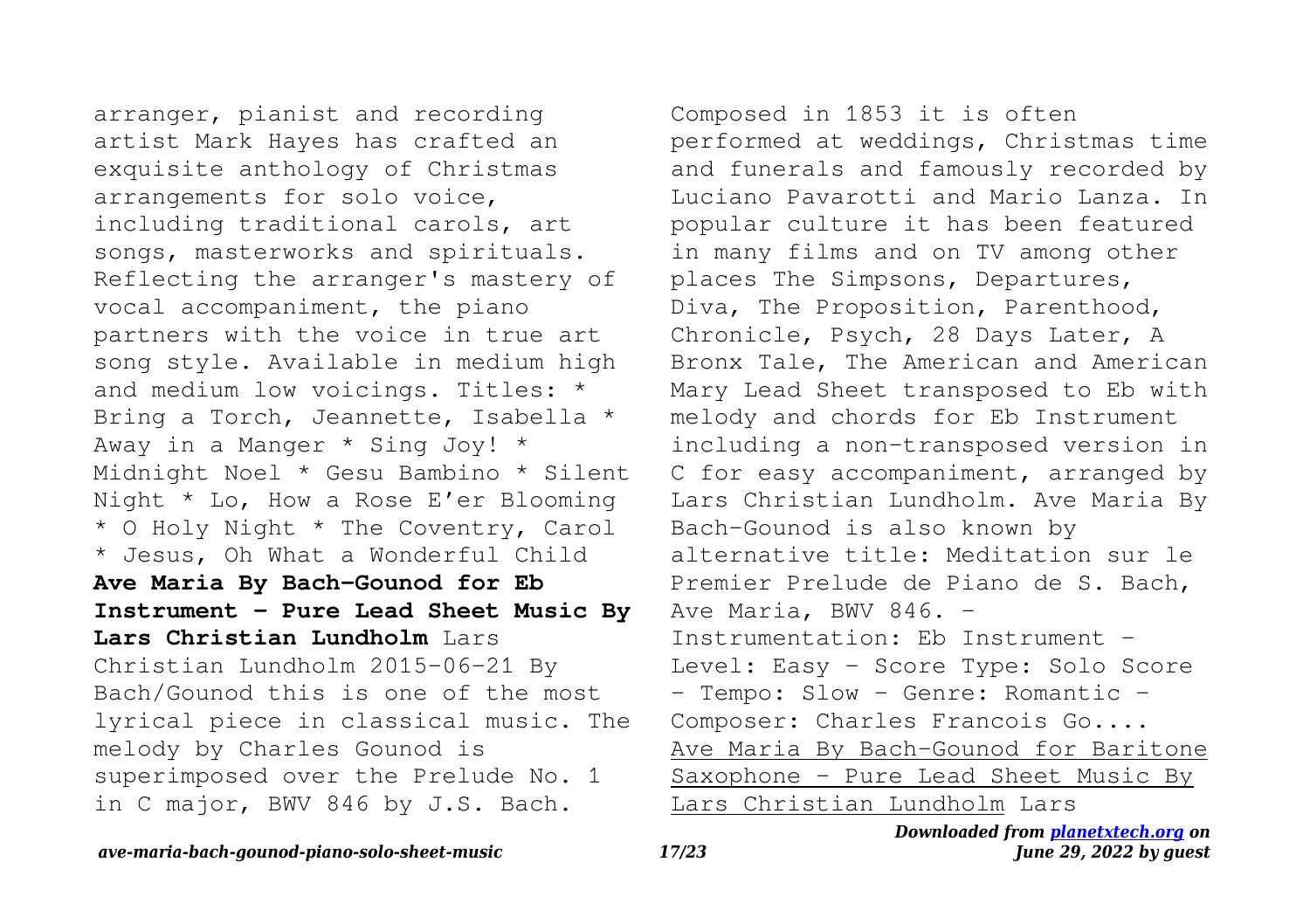arranger, pianist and recording artist Mark Hayes has crafted an exquisite anthology of Christmas arrangements for solo voice, including traditional carols, art songs, masterworks and spirituals. Reflecting the arranger's mastery of vocal accompaniment, the piano partners with the voice in true art song style. Available in medium high and medium low voicings. Titles: * Bring a Torch, Jeannette, Isabella * Away in a Manger * Sing Joy! * Midnight Noel * Gesu Bambino * Silent Night * Lo, How a Rose E'er Blooming * O Holy Night * The Coventry, Carol * Jesus, Oh What a Wonderful Child

**Ave Maria By Bach-Gounod for Eb Instrument - Pure Lead Sheet Music By Lars Christian Lundholm** Lars Christian Lundholm 2015-06-21 By Bach/Gounod this is one of the most lyrical piece in classical music. The melody by Charles Gounod is superimposed over the Prelude No. 1 in C major, BWV 846 by J.S. Bach. Composed in 1853 it is often performed at weddings, Christmas time and funerals and famously recorded by Luciano Pavarotti and Mario Lanza. In popular culture it has been featured in many films and on TV among other places The Simpsons, Departures, Diva, The Proposition, Parenthood, Chronicle, Psych, 28 Days Later, A Bronx Tale, The American and American Mary Lead Sheet transposed to Eb with melody and chords for Eb Instrument including a non-transposed version in C for easy accompaniment, arranged by Lars Christian Lundholm. Ave Maria By Bach-Gounod is also known by alternative title: Meditation sur le Premier Prelude de Piano de S. Bach, Ave Maria, BWV 846. - Instrumentation: Eb Instrument - Level: Easy - Score Type: Solo Score - Tempo: Slow - Genre: Romantic - Composer: Charles Francois Go....

Ave Maria By Bach-Gounod for Baritone Saxophone - Pure Lead Sheet Music By Lars Christian Lundholm Lars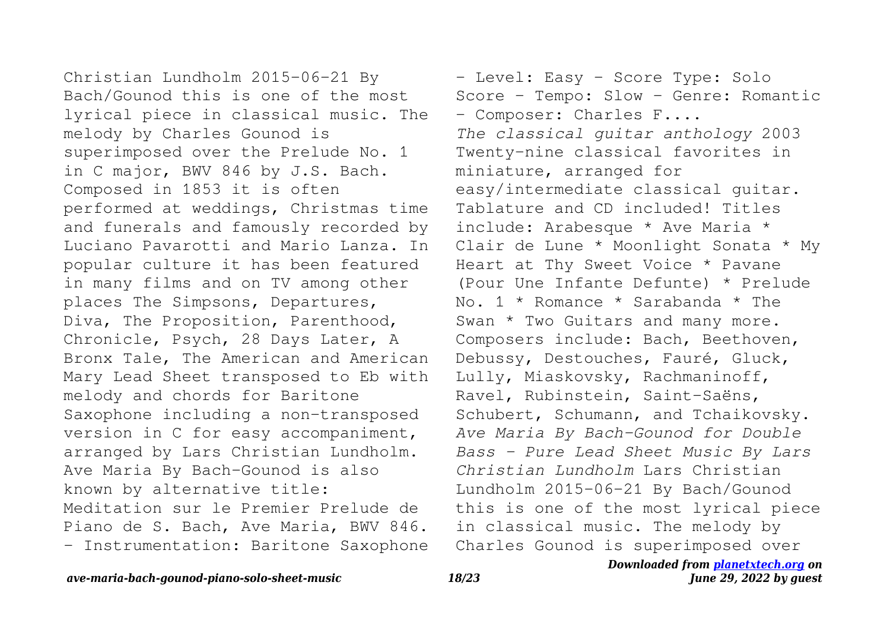Christian Lundholm 2015-06-21 By Bach/Gounod this is one of the most lyrical piece in classical music. The melody by Charles Gounod is superimposed over the Prelude No. 1 in C major, BWV 846 by J.S. Bach. Composed in 1853 it is often performed at weddings, Christmas time and funerals and famously recorded by Luciano Pavarotti and Mario Lanza. In popular culture it has been featured in many films and on TV among other places The Simpsons, Departures, Diva, The Proposition, Parenthood, Chronicle, Psych, 28 Days Later, A Bronx Tale, The American and American Mary Lead Sheet transposed to Eb with melody and chords for Baritone Saxophone including a non-transposed version in C for easy accompaniment, arranged by Lars Christian Lundholm. Ave Maria By Bach-Gounod is also known by alternative title: Meditation sur le Premier Prelude de Piano de S. Bach, Ave Maria, BWV 846. - Instrumentation: Baritone Saxophone - Level: Easy - Score Type: Solo Score - Tempo: Slow - Genre: Romantic - Composer: Charles F....

*The classical guitar anthology* 2003 Twenty-nine classical favorites in miniature, arranged for easy/intermediate classical guitar. Tablature and CD included! Titles include: Arabesque * Ave Maria * Clair de Lune * Moonlight Sonata * My Heart at Thy Sweet Voice * Pavane (Pour Une Infante Defunte) * Prelude No. 1 * Romance * Sarabanda * The Swan * Two Guitars and many more. Composers include: Bach, Beethoven, Debussy, Destouches, Fauré, Gluck, Lully, Miaskovsky, Rachmaninoff, Ravel, Rubinstein, Saint-Saëns, Schubert, Schumann, and Tchaikovsky.

*Ave Maria By Bach-Gounod for Double Bass - Pure Lead Sheet Music By Lars Christian Lundholm* Lars Christian Lundholm 2015-06-21 By Bach/Gounod this is one of the most lyrical piece in classical music. The melody by Charles Gounod is superimposed over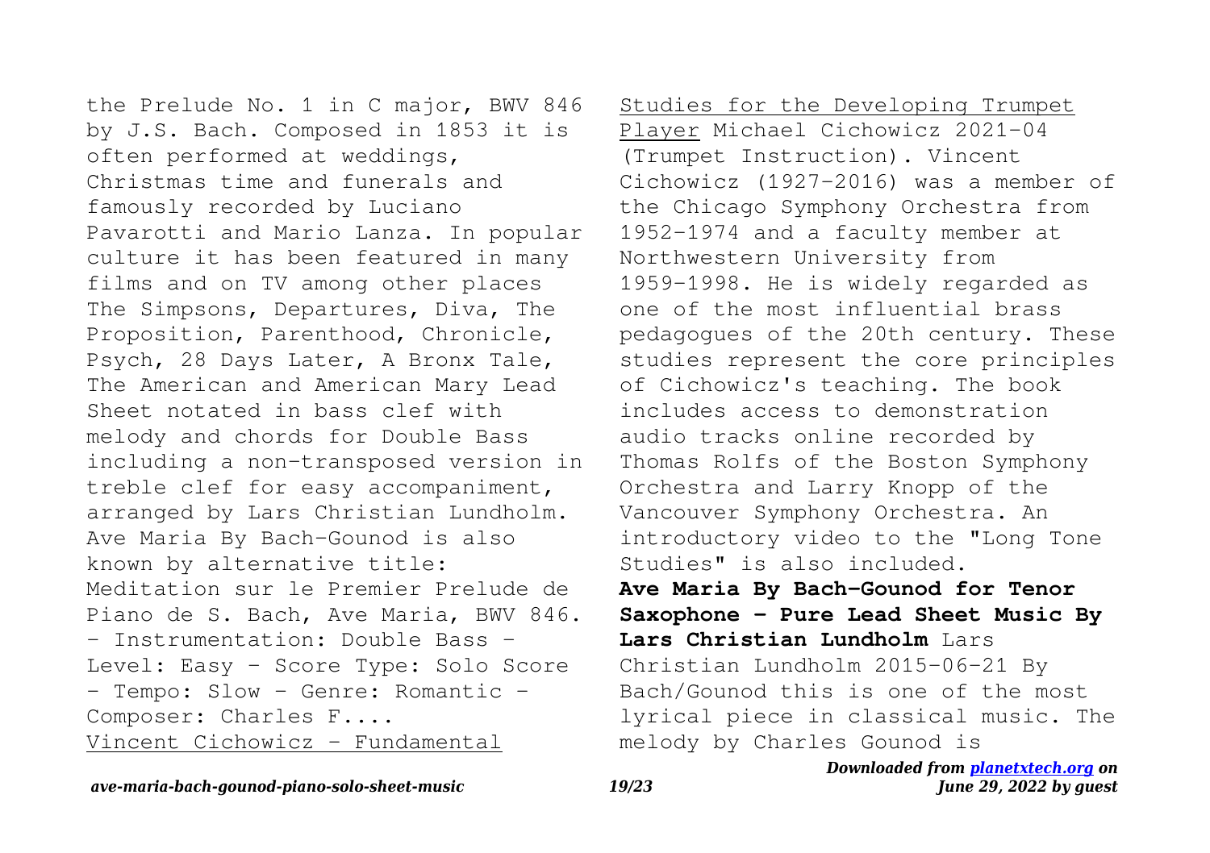the Prelude No. 1 in C major, BWV 846 by J.S. Bach. Composed in 1853 it is often performed at weddings, Christmas time and funerals and famously recorded by Luciano Pavarotti and Mario Lanza. In popular culture it has been featured in many films and on TV among other places The Simpsons, Departures, Diva, The Proposition, Parenthood, Chronicle, Psych, 28 Days Later, A Bronx Tale, The American and American Mary Lead Sheet notated in bass clef with melody and chords for Double Bass including a non-transposed version in treble clef for easy accompaniment, arranged by Lars Christian Lundholm. Ave Maria By Bach-Gounod is also known by alternative title: Meditation sur le Premier Prelude de Piano de S. Bach, Ave Maria, BWV 846. - Instrumentation: Double Bass - Level: Easy - Score Type: Solo Score - Tempo: Slow - Genre: Romantic - Composer: Charles F....

Vincent Cichowicz - Fundamental Studies for the Developing Trumpet Player Michael Cichowicz 2021-04 (Trumpet Instruction). Vincent Cichowicz (1927-2016) was a member of the Chicago Symphony Orchestra from 1952-1974 and a faculty member at Northwestern University from 1959-1998. He is widely regarded as one of the most influential brass pedagogues of the 20th century. These studies represent the core principles of Cichowicz's teaching. The book includes access to demonstration audio tracks online recorded by Thomas Rolfs of the Boston Symphony Orchestra and Larry Knopp of the Vancouver Symphony Orchestra. An introductory video to the "Long Tone Studies" is also included.

**Ave Maria By Bach-Gounod for Tenor Saxophone - Pure Lead Sheet Music By Lars Christian Lundholm** Lars Christian Lundholm 2015-06-21 By Bach/Gounod this is one of the most lyrical piece in classical music. The melody by Charles Gounod is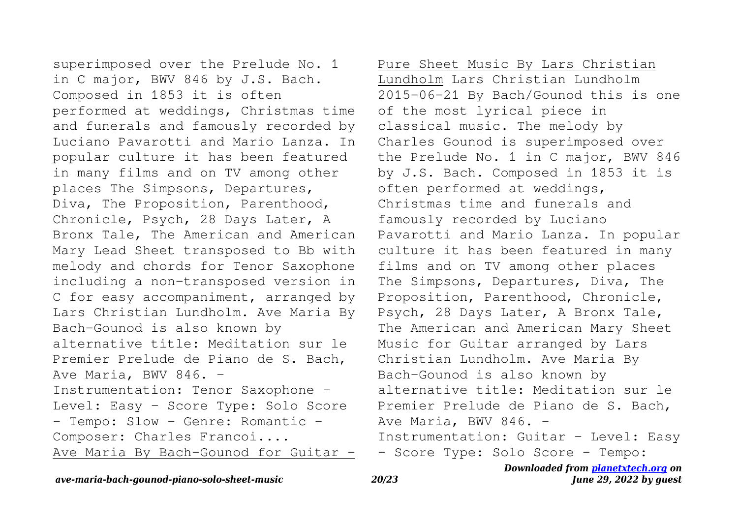superimposed over the Prelude No. 1 in C major, BWV 846 by J.S. Bach. Composed in 1853 it is often performed at weddings, Christmas time and funerals and famously recorded by Luciano Pavarotti and Mario Lanza. In popular culture it has been featured in many films and on TV among other places The Simpsons, Departures, Diva, The Proposition, Parenthood, Chronicle, Psych, 28 Days Later, A Bronx Tale, The American and American Mary Lead Sheet transposed to Bb with melody and chords for Tenor Saxophone including a non-transposed version in C for easy accompaniment, arranged by Lars Christian Lundholm. Ave Maria By Bach-Gounod is also known by alternative title: Meditation sur le Premier Prelude de Piano de S. Bach, Ave Maria, BWV 846. - Instrumentation: Tenor Saxophone - Level: Easy - Score Type: Solo Score - Tempo: Slow - Genre: Romantic - Composer: Charles Francoi....

Ave Maria By Bach-Gounod for Guitar - Pure Sheet Music By Lars Christian Lundholm Lars Christian Lundholm 2015-06-21 By Bach/Gounod this is one of the most lyrical piece in classical music. The melody by Charles Gounod is superimposed over the Prelude No. 1 in C major, BWV 846 by J.S. Bach. Composed in 1853 it is often performed at weddings, Christmas time and funerals and famously recorded by Luciano Pavarotti and Mario Lanza. In popular culture it has been featured in many films and on TV among other places The Simpsons, Departures, Diva, The Proposition, Parenthood, Chronicle, Psych, 28 Days Later, A Bronx Tale, The American and American Mary Sheet Music for Guitar arranged by Lars Christian Lundholm. Ave Maria By Bach-Gounod is also known by alternative title: Meditation sur le Premier Prelude de Piano de S. Bach, Ave Maria, BWV 846. - Instrumentation: Guitar - Level: Easy - Score Type: Solo Score - Tempo: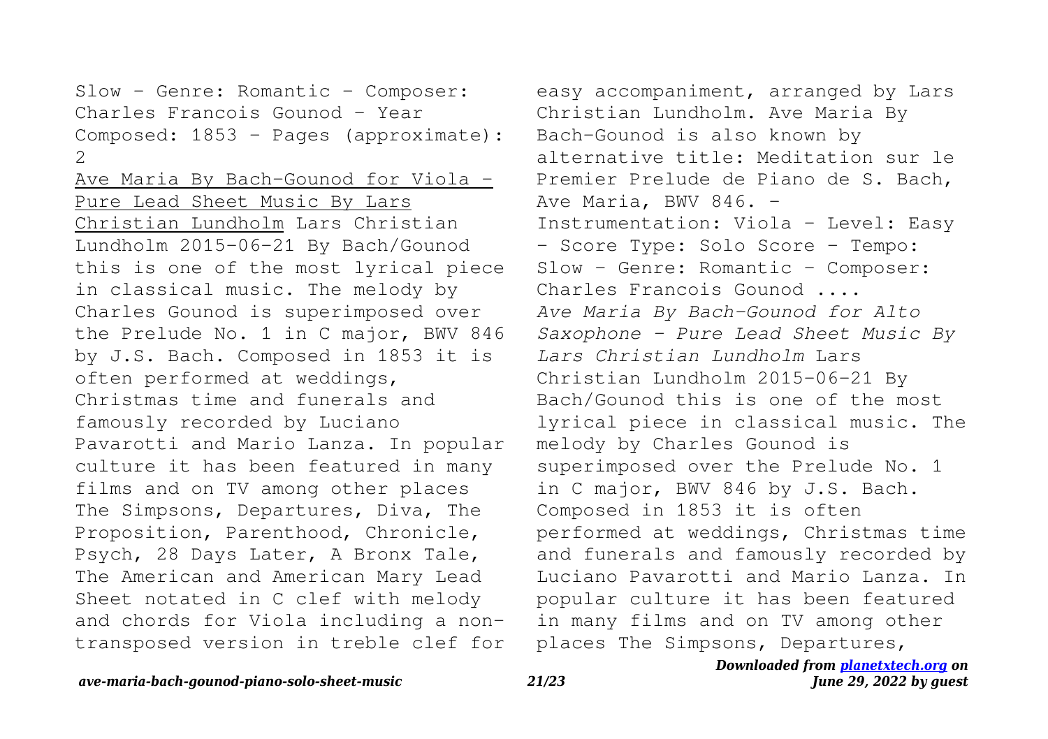Slow - Genre: Romantic - Composer: Charles Francois Gounod - Year Composed: 1853 - Pages (approximate): 2

Ave Maria By Bach-Gounod for Viola - Pure Lead Sheet Music By Lars Christian Lundholm Lars Christian Lundholm 2015-06-21 By Bach/Gounod this is one of the most lyrical piece in classical music. The melody by Charles Gounod is superimposed over the Prelude No. 1 in C major, BWV 846 by J.S. Bach. Composed in 1853 it is often performed at weddings, Christmas time and funerals and famously recorded by Luciano Pavarotti and Mario Lanza. In popular culture it has been featured in many films and on TV among other places The Simpsons, Departures, Diva, The Proposition, Parenthood, Chronicle, Psych, 28 Days Later, A Bronx Tale, The American and American Mary Lead Sheet notated in C clef with melody and chords for Viola including a non-transposed version in treble clef for easy accompaniment, arranged by Lars Christian Lundholm. Ave Maria By Bach-Gounod is also known by alternative title: Meditation sur le Premier Prelude de Piano de S. Bach, Ave Maria, BWV 846. - Instrumentation: Viola - Level: Easy - Score Type: Solo Score - Tempo: Slow - Genre: Romantic - Composer: Charles Francois Gounod ....

*Ave Maria By Bach-Gounod for Alto Saxophone - Pure Lead Sheet Music By Lars Christian Lundholm* Lars Christian Lundholm 2015-06-21 By Bach/Gounod this is one of the most lyrical piece in classical music. The melody by Charles Gounod is superimposed over the Prelude No. 1 in C major, BWV 846 by J.S. Bach. Composed in 1853 it is often performed at weddings, Christmas time and funerals and famously recorded by Luciano Pavarotti and Mario Lanza. In popular culture it has been featured in many films and on TV among other places The Simpsons, Departures,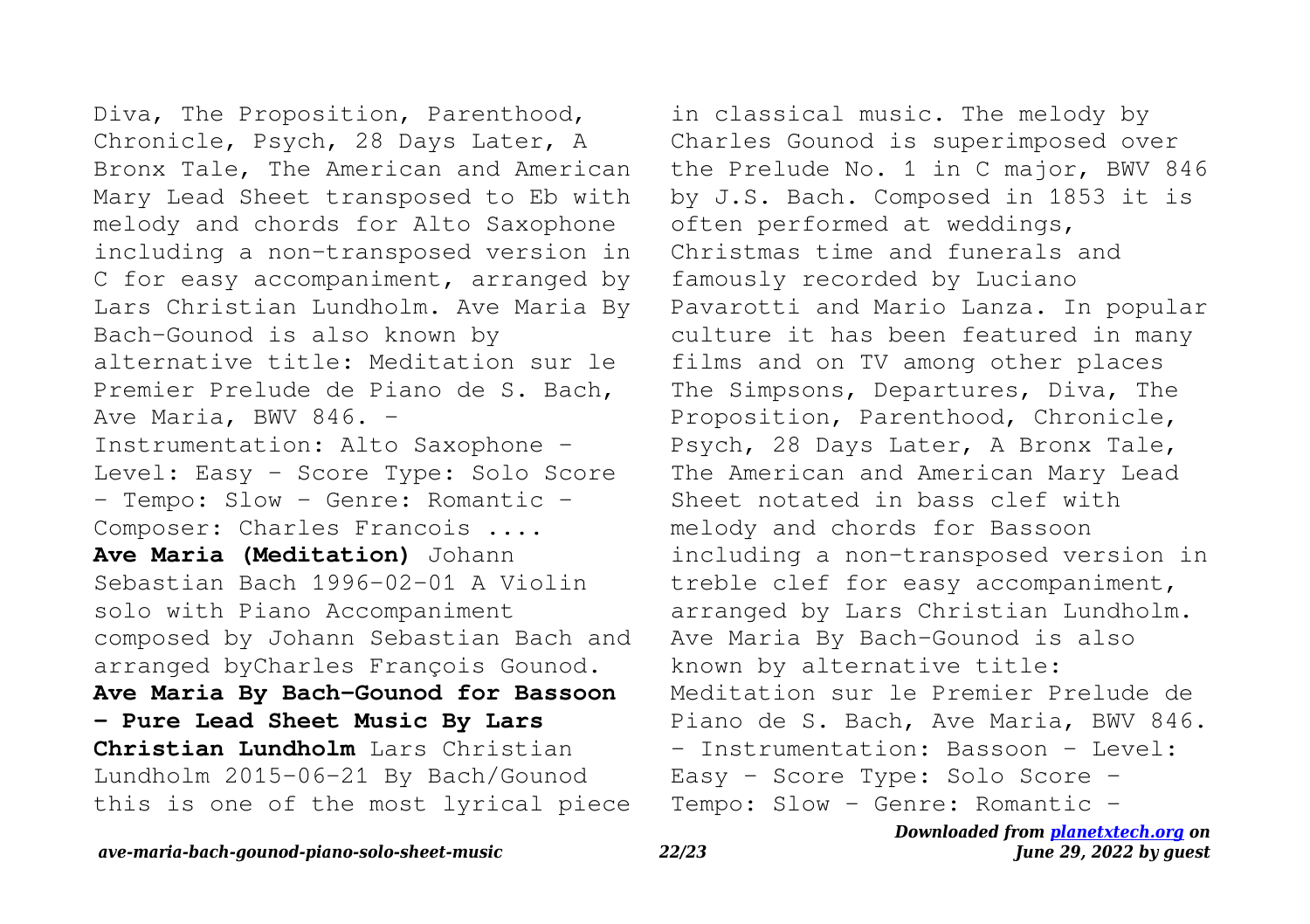Diva, The Proposition, Parenthood, Chronicle, Psych, 28 Days Later, A Bronx Tale, The American and American Mary Lead Sheet transposed to Eb with melody and chords for Alto Saxophone including a non-transposed version in C for easy accompaniment, arranged by Lars Christian Lundholm. Ave Maria By Bach-Gounod is also known by alternative title: Meditation sur le Premier Prelude de Piano de S. Bach, Ave Maria, BWV 846. - Instrumentation: Alto Saxophone - Level: Easy - Score Type: Solo Score - Tempo: Slow - Genre: Romantic - Composer: Charles Francois ....

**Ave Maria (Meditation)** Johann Sebastian Bach 1996-02-01 A Violin solo with Piano Accompaniment composed by Johann Sebastian Bach and arranged byCharles François Gounod.

**Ave Maria By Bach-Gounod for Bassoon - Pure Lead Sheet Music By Lars Christian Lundholm** Lars Christian Lundholm 2015-06-21 By Bach/Gounod this is one of the most lyrical piece in classical music. The melody by Charles Gounod is superimposed over the Prelude No. 1 in C major, BWV 846 by J.S. Bach. Composed in 1853 it is often performed at weddings, Christmas time and funerals and famously recorded by Luciano Pavarotti and Mario Lanza. In popular culture it has been featured in many films and on TV among other places The Simpsons, Departures, Diva, The Proposition, Parenthood, Chronicle, Psych, 28 Days Later, A Bronx Tale, The American and American Mary Lead Sheet notated in bass clef with melody and chords for Bassoon including a non-transposed version in treble clef for easy accompaniment, arranged by Lars Christian Lundholm. Ave Maria By Bach-Gounod is also known by alternative title: Meditation sur le Premier Prelude de Piano de S. Bach, Ave Maria, BWV 846. - Instrumentation: Bassoon - Level: Easy - Score Type: Solo Score - Tempo: Slow - Genre: Romantic -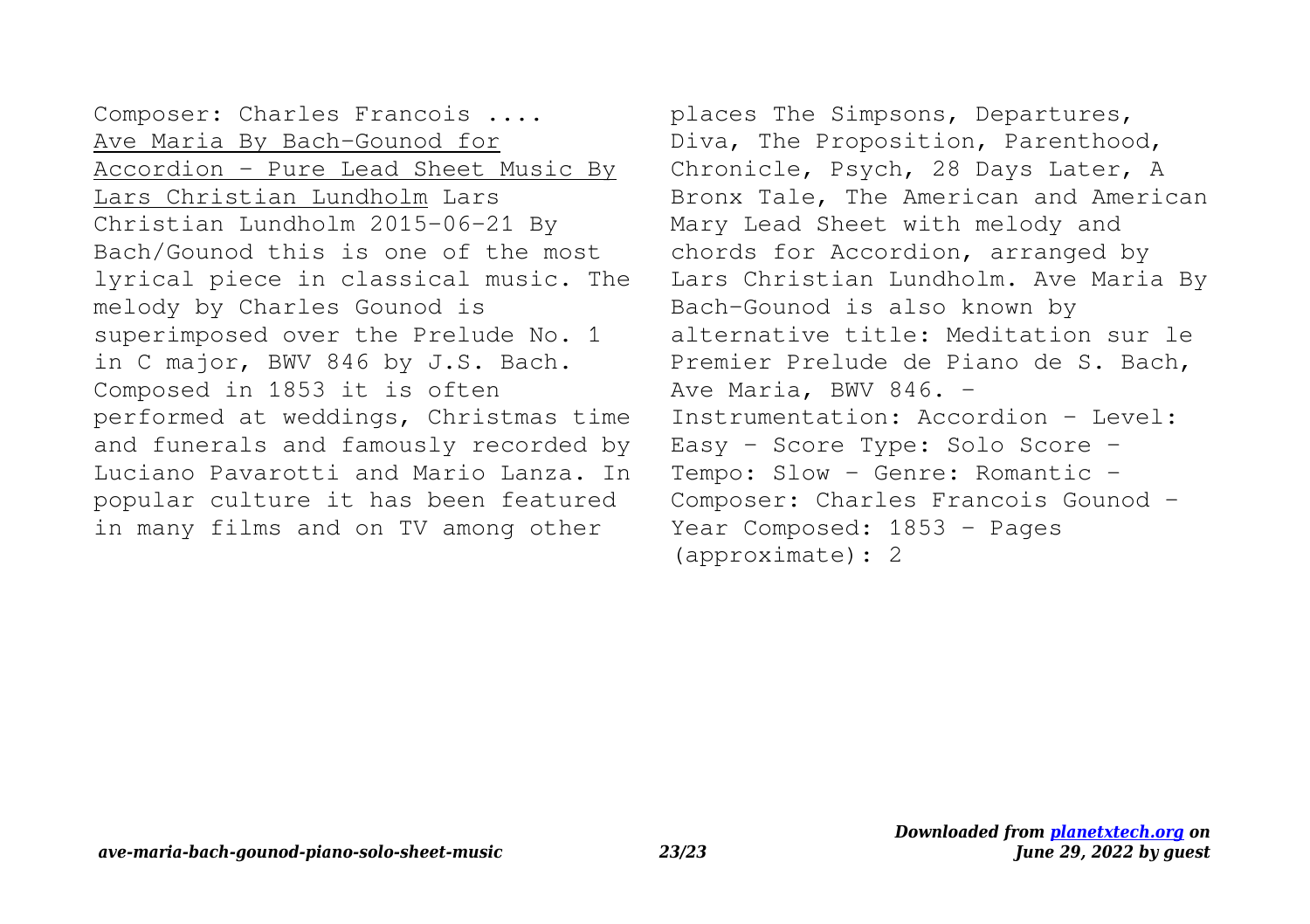Composer: Charles Francois ....

Ave Maria By Bach-Gounod for Accordion - Pure Lead Sheet Music By Lars Christian Lundholm Lars Christian Lundholm 2015-06-21 By Bach/Gounod this is one of the most lyrical piece in classical music. The melody by Charles Gounod is superimposed over the Prelude No. 1 in C major, BWV 846 by J.S. Bach. Composed in 1853 it is often performed at weddings, Christmas time and funerals and famously recorded by Luciano Pavarotti and Mario Lanza. In popular culture it has been featured in many films and on TV among other places The Simpsons, Departures, Diva, The Proposition, Parenthood, Chronicle, Psych, 28 Days Later, A Bronx Tale, The American and American Mary Lead Sheet with melody and chords for Accordion, arranged by Lars Christian Lundholm. Ave Maria By Bach-Gounod is also known by alternative title: Meditation sur le Premier Prelude de Piano de S. Bach, Ave Maria, BWV 846. - Instrumentation: Accordion - Level: Easy - Score Type: Solo Score - Tempo: Slow - Genre: Romantic - Composer: Charles Francois Gounod - Year Composed: 1853 - Pages (approximate): 2